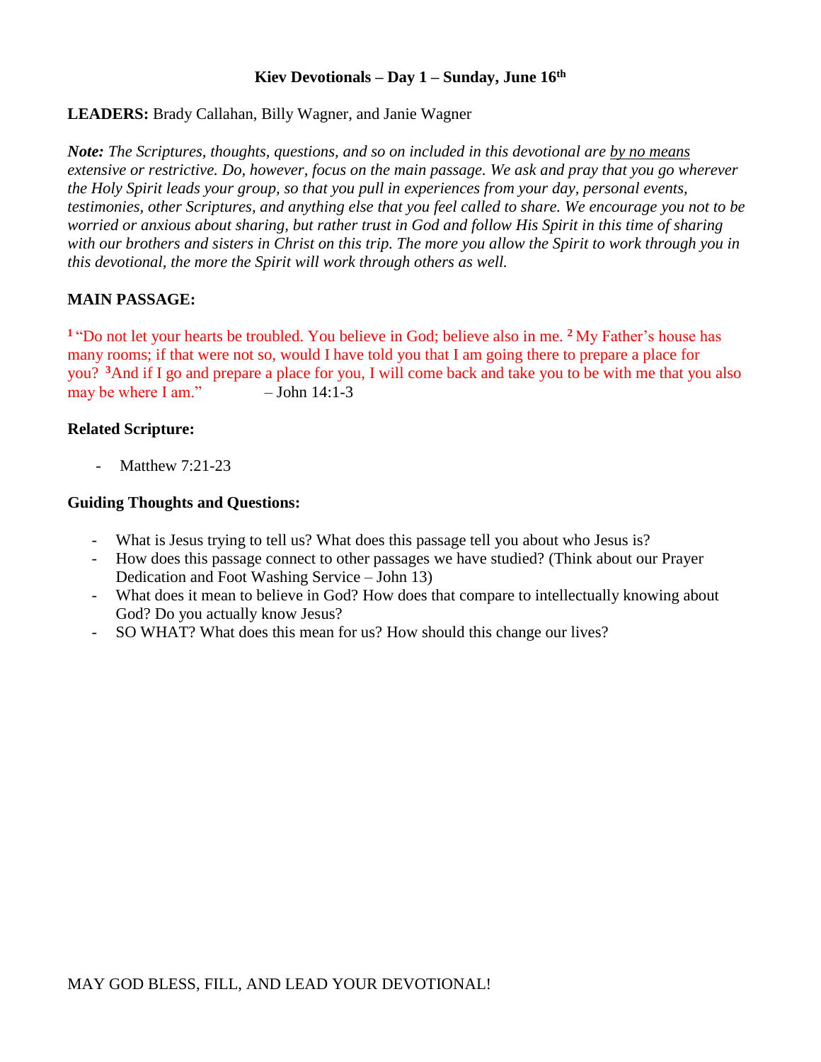# Kiev Devotionals – Day 1 – Sunday, June 16th

**LEADERS:** Brady Callahan, Billy Wagner, and Janie Wagner

***Note:*** *The Scriptures, thoughts, questions, and so on included in this devotional are by no means extensive or restrictive. Do, however, focus on the main passage. We ask and pray that you go wherever the Holy Spirit leads your group, so that you pull in experiences from your day, personal events, testimonies, other Scriptures, and anything else that you feel called to share. We encourage you not to be worried or anxious about sharing, but rather trust in God and follow His Spirit in this time of sharing with our brothers and sisters in Christ on this trip. The more you allow the Spirit to work through you in this devotional, the more the Spirit will work through others as well.*

## MAIN PASSAGE:

**1** "Do not let your hearts be troubled. You believe in God; believe also in me. **2** My Father's house has many rooms; if that were not so, would I have told you that I am going there to prepare a place for you? **3** And if I go and prepare a place for you, I will come back and take you to be with me that you also may be where I am." – John 14:1-3

### Related Scripture:

- Matthew 7:21-23

### Guiding Thoughts and Questions:

- What is Jesus trying to tell us? What does this passage tell you about who Jesus is?
- How does this passage connect to other passages we have studied? (Think about our Prayer Dedication and Foot Washing Service – John 13)
- What does it mean to believe in God? How does that compare to intellectually knowing about God? Do you actually know Jesus?
- SO WHAT? What does this mean for us? How should this change our lives?

MAY GOD BLESS, FILL, AND LEAD YOUR DEVOTIONAL!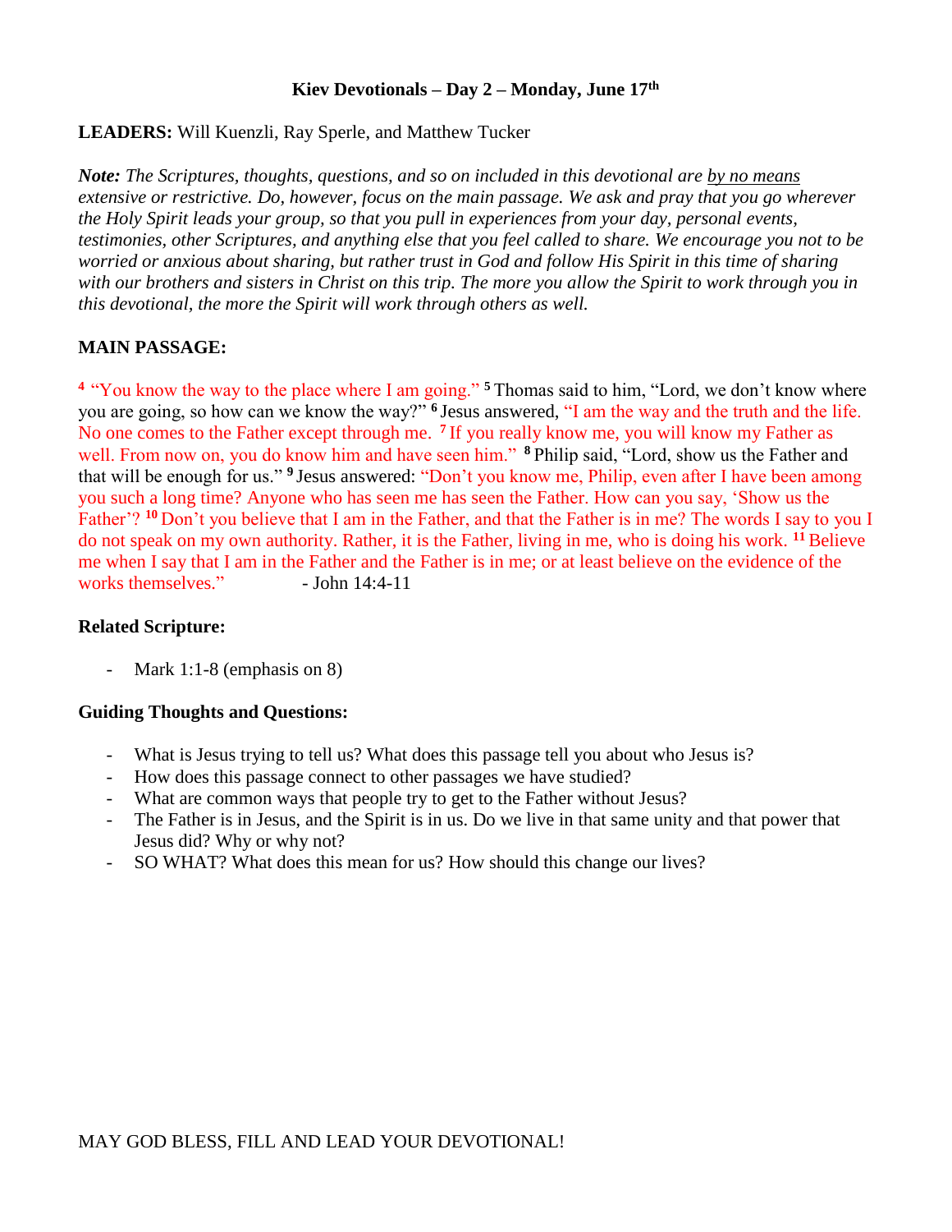# Kiev Devotionals – Day 2 – Monday, June 17th

**LEADERS:** Will Kuenzli, Ray Sperle, and Matthew Tucker

***Note:*** *The Scriptures, thoughts, questions, and so on included in this devotional are <u>by no means</u> extensive or restrictive. Do, however, focus on the main passage. We ask and pray that you go wherever the Holy Spirit leads your group, so that you pull in experiences from your day, personal events, testimonies, other Scriptures, and anything else that you feel called to share. We encourage you not to be worried or anxious about sharing, but rather trust in God and follow His Spirit in this time of sharing with our brothers and sisters in Christ on this trip. The more you allow the Spirit to work through you in this devotional, the more the Spirit will work through others as well.*

## MAIN PASSAGE:

**4** "You know the way to the place where I am going." **5** Thomas said to him, "Lord, we don't know where you are going, so how can we know the way?" **6** Jesus answered, "I am the way and the truth and the life. No one comes to the Father except through me. **7** If you really know me, you will know my Father as well. From now on, you do know him and have seen him." **8** Philip said, "Lord, show us the Father and that will be enough for us." **9** Jesus answered: "Don't you know me, Philip, even after I have been among you such a long time? Anyone who has seen me has seen the Father. How can you say, 'Show us the Father'? **10** Don't you believe that I am in the Father, and that the Father is in me? The words I say to you I do not speak on my own authority. Rather, it is the Father, living in me, who is doing his work. **11** Believe me when I say that I am in the Father and the Father is in me; or at least believe on the evidence of the works themselves." - John 14:4-11

## Related Scripture:

- Mark 1:1-8 (emphasis on 8)

## Guiding Thoughts and Questions:

- What is Jesus trying to tell us? What does this passage tell you about who Jesus is?
- How does this passage connect to other passages we have studied?
- What are common ways that people try to get to the Father without Jesus?
- The Father is in Jesus, and the Spirit is in us. Do we live in that same unity and that power that Jesus did? Why or why not?
- SO WHAT? What does this mean for us? How should this change our lives?

MAY GOD BLESS, FILL AND LEAD YOUR DEVOTIONAL!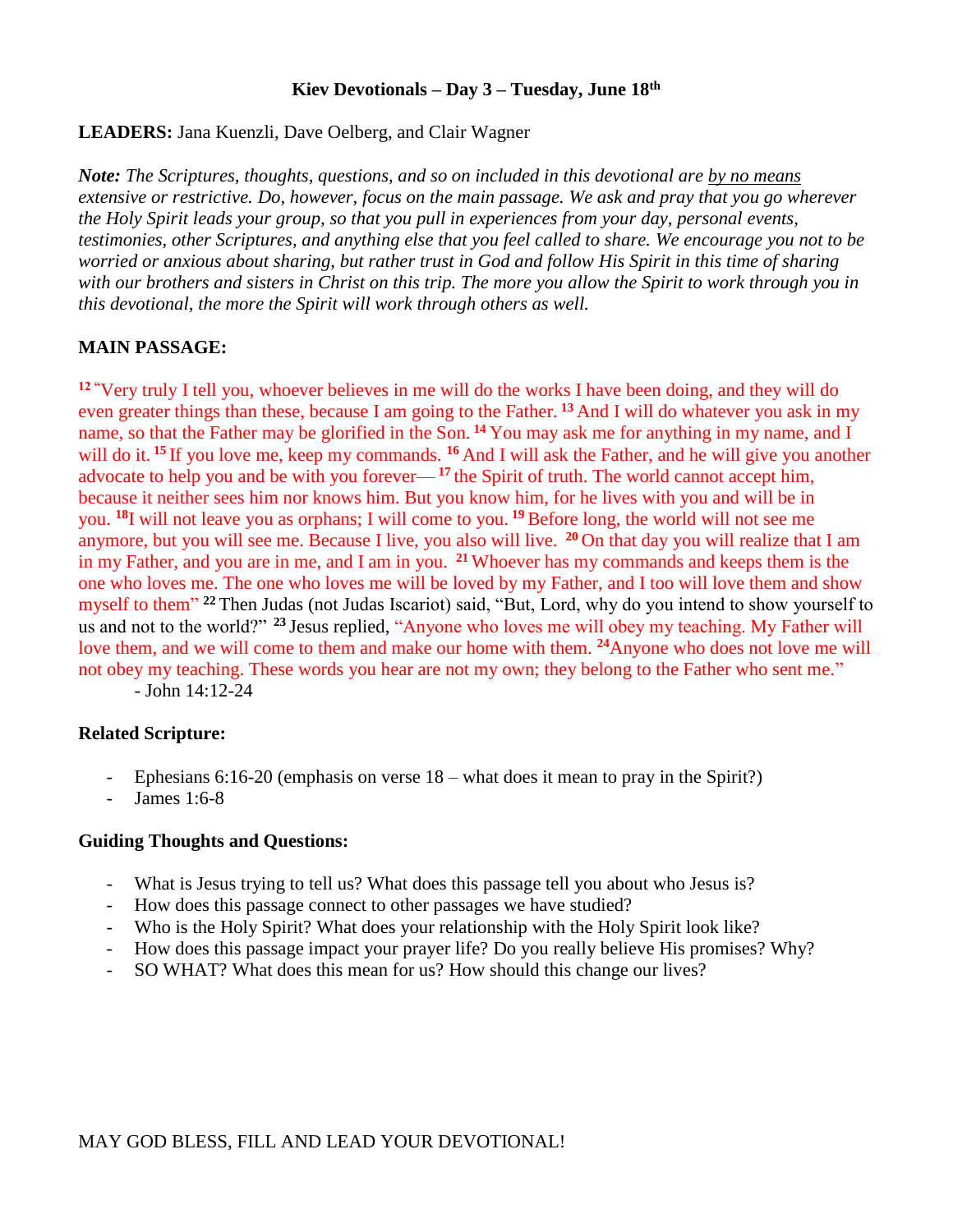**Kiev Devotionals – Day 3 – Tuesday, June 18th**

**LEADERS:** Jana Kuenzli, Dave Oelberg, and Clair Wagner

***Note:*** *The Scriptures, thoughts, questions, and so on included in this devotional are* *<u>by no means</u>* *extensive or restrictive. Do, however, focus on the main passage. We ask and pray that you go wherever the Holy Spirit leads your group, so that you pull in experiences from your day, personal events, testimonies, other Scriptures, and anything else that you feel called to share. We encourage you not to be worried or anxious about sharing, but rather trust in God and follow His Spirit in this time of sharing with our brothers and sisters in Christ on this trip. The more you allow the Spirit to work through you in this devotional, the more the Spirit will work through others as well.*

**MAIN PASSAGE:**

**12** "Very truly I tell you, whoever believes in me will do the works I have been doing, and they will do even greater things than these, because I am going to the Father. **13** And I will do whatever you ask in my name, so that the Father may be glorified in the Son. **14** You may ask me for anything in my name, and I will do it. **15** If you love me, keep my commands. **16** And I will ask the Father, and he will give you another advocate to help you and be with you forever— **17** the Spirit of truth. The world cannot accept him, because it neither sees him nor knows him. But you know him, for he lives with you and will be in you. **18** I will not leave you as orphans; I will come to you. **19** Before long, the world will not see me anymore, but you will see me. Because I live, you also will live. **20** On that day you will realize that I am in my Father, and you are in me, and I am in you. **21** Whoever has my commands and keeps them is the one who loves me. The one who loves me will be loved by my Father, and I too will love them and show myself to them" **22** Then Judas (not Judas Iscariot) said, "But, Lord, why do you intend to show yourself to us and not to the world?" **23** Jesus replied, "Anyone who loves me will obey my teaching. My Father will love them, and we will come to them and make our home with them. **24** Anyone who does not love me will not obey my teaching. These words you hear are not my own; they belong to the Father who sent me."

- John 14:12-24

**Related Scripture:**

- Ephesians 6:16-20 (emphasis on verse 18 – what does it mean to pray in the Spirit?)
- James 1:6-8

**Guiding Thoughts and Questions:**

- What is Jesus trying to tell us? What does this passage tell you about who Jesus is?
- How does this passage connect to other passages we have studied?
- Who is the Holy Spirit? What does your relationship with the Holy Spirit look like?
- How does this passage impact your prayer life? Do you really believe His promises? Why?
- SO WHAT? What does this mean for us? How should this change our lives?

MAY GOD BLESS, FILL AND LEAD YOUR DEVOTIONAL!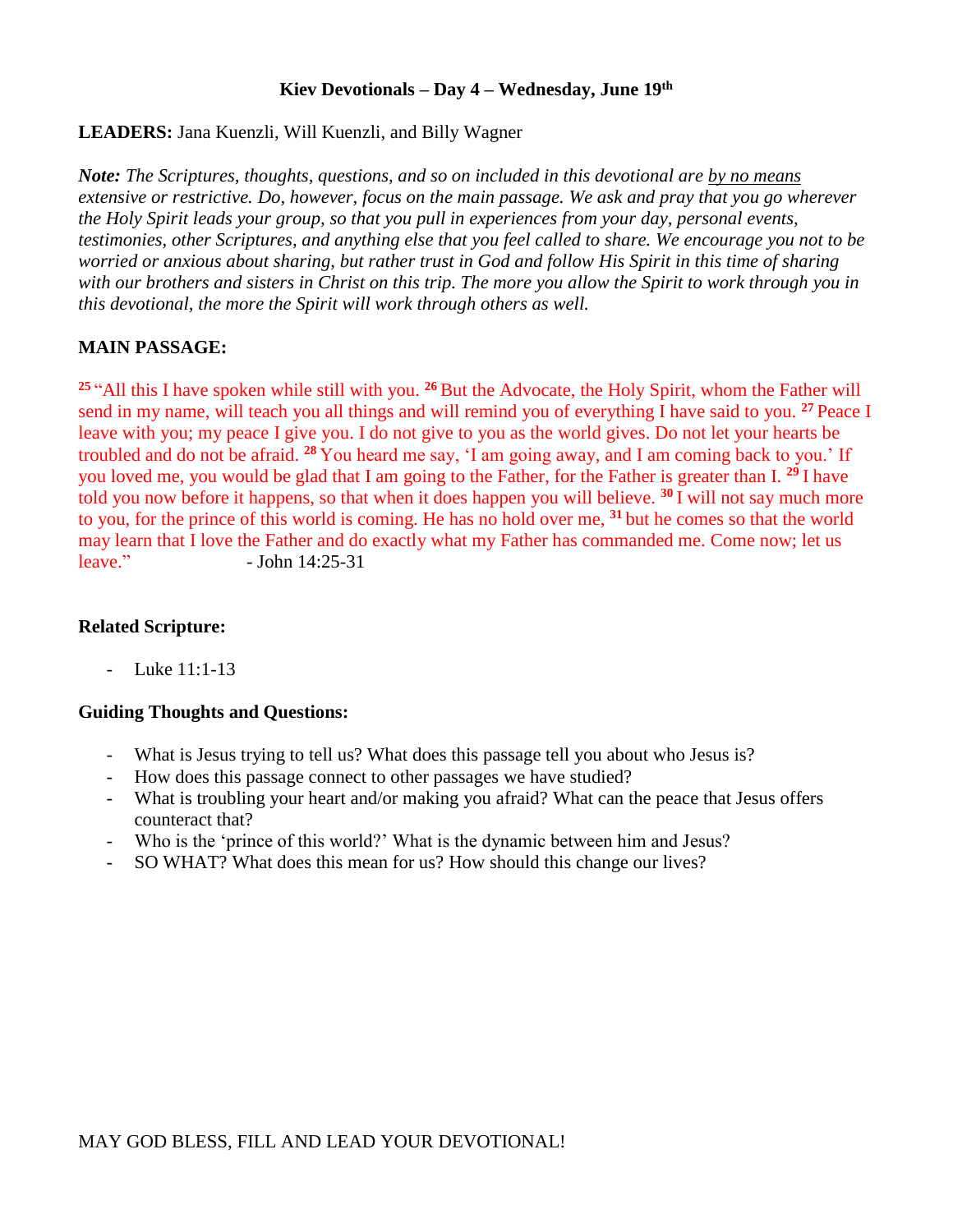# Kiev Devotionals – Day 4 – Wednesday, June 19th

**LEADERS:** Jana Kuenzli, Will Kuenzli, and Billy Wagner

***Note:*** *The Scriptures, thoughts, questions, and so on included in this devotional are by no means extensive or restrictive. Do, however, focus on the main passage. We ask and pray that you go wherever the Holy Spirit leads your group, so that you pull in experiences from your day, personal events, testimonies, other Scriptures, and anything else that you feel called to share. We encourage you not to be worried or anxious about sharing, but rather trust in God and follow His Spirit in this time of sharing with our brothers and sisters in Christ on this trip. The more you allow the Spirit to work through you in this devotional, the more the Spirit will work through others as well.*

## MAIN PASSAGE:

[25] "All this I have spoken while still with you. [26] But the Advocate, the Holy Spirit, whom the Father will send in my name, will teach you all things and will remind you of everything I have said to you. [27] Peace I leave with you; my peace I give you. I do not give to you as the world gives. Do not let your hearts be troubled and do not be afraid. [28] You heard me say, 'I am going away, and I am coming back to you.' If you loved me, you would be glad that I am going to the Father, for the Father is greater than I. [29] I have told you now before it happens, so that when it does happen you will believe. [30] I will not say much more to you, for the prince of this world is coming. He has no hold over me, [31] but he comes so that the world may learn that I love the Father and do exactly what my Father has commanded me. Come now; let us leave." - John 14:25-31

### Related Scripture:

- Luke 11:1-13

### Guiding Thoughts and Questions:

- What is Jesus trying to tell us? What does this passage tell you about who Jesus is?
- How does this passage connect to other passages we have studied?
- What is troubling your heart and/or making you afraid? What can the peace that Jesus offers counteract that?
- Who is the 'prince of this world?' What is the dynamic between him and Jesus?
- SO WHAT? What does this mean for us? How should this change our lives?

MAY GOD BLESS, FILL AND LEAD YOUR DEVOTIONAL!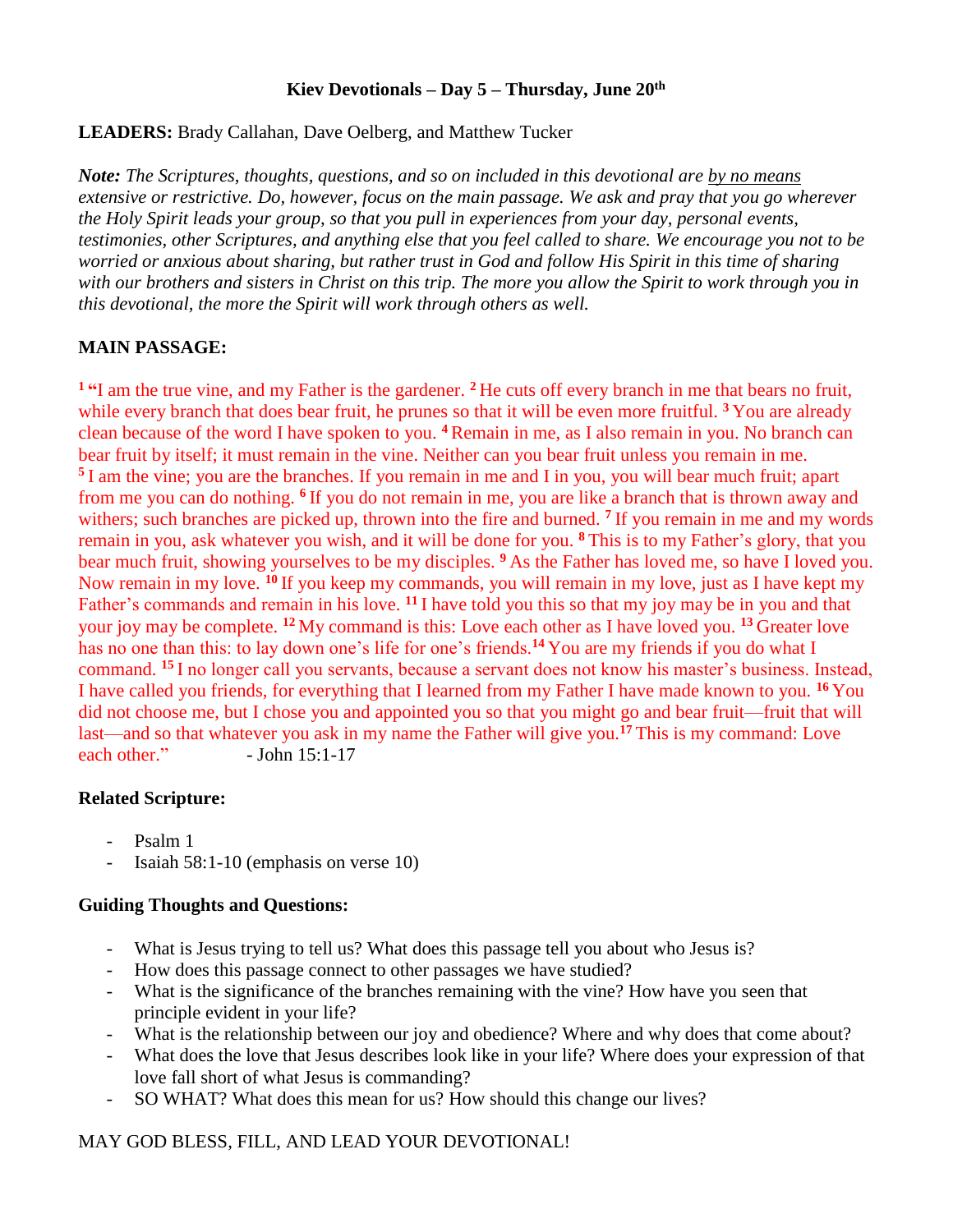**Kiev Devotionals – Day 5 – Thursday, June 20th**

**LEADERS:** Brady Callahan, Dave Oelberg, and Matthew Tucker

***Note:*** *The Scriptures, thoughts, questions, and so on included in this devotional are* *<u>by no means</u>* *extensive or restrictive. Do, however, focus on the main passage. We ask and pray that you go wherever the Holy Spirit leads your group, so that you pull in experiences from your day, personal events, testimonies, other Scriptures, and anything else that you feel called to share. We encourage you not to be worried or anxious about sharing, but rather trust in God and follow His Spirit in this time of sharing with our brothers and sisters in Christ on this trip. The more you allow the Spirit to work through you in this devotional, the more the Spirit will work through others as well.*

**MAIN PASSAGE:**

**1** "I am the true vine, and my Father is the gardener. **2** He cuts off every branch in me that bears no fruit, while every branch that does bear fruit, he prunes so that it will be even more fruitful. **3** You are already clean because of the word I have spoken to you. **4** Remain in me, as I also remain in you. No branch can bear fruit by itself; it must remain in the vine. Neither can you bear fruit unless you remain in me. **5** I am the vine; you are the branches. If you remain in me and I in you, you will bear much fruit; apart from me you can do nothing. **6** If you do not remain in me, you are like a branch that is thrown away and withers; such branches are picked up, thrown into the fire and burned. **7** If you remain in me and my words remain in you, ask whatever you wish, and it will be done for you. **8** This is to my Father's glory, that you bear much fruit, showing yourselves to be my disciples. **9** As the Father has loved me, so have I loved you. Now remain in my love. **10** If you keep my commands, you will remain in my love, just as I have kept my Father's commands and remain in his love. **11** I have told you this so that my joy may be in you and that your joy may be complete. **12** My command is this: Love each other as I have loved you. **13** Greater love has no one than this: to lay down one's life for one's friends. **14** You are my friends if you do what I command. **15** I no longer call you servants, because a servant does not know his master's business. Instead, I have called you friends, for everything that I learned from my Father I have made known to you. **16** You did not choose me, but I chose you and appointed you so that you might go and bear fruit—fruit that will last—and so that whatever you ask in my name the Father will give you. **17** This is my command: Love each other." - John 15:1-17

**Related Scripture:**

- Psalm 1
- Isaiah 58:1-10 (emphasis on verse 10)

**Guiding Thoughts and Questions:**

- What is Jesus trying to tell us? What does this passage tell you about who Jesus is?
- How does this passage connect to other passages we have studied?
- What is the significance of the branches remaining with the vine? How have you seen that principle evident in your life?
- What is the relationship between our joy and obedience? Where and why does that come about?
- What does the love that Jesus describes look like in your life? Where does your expression of that love fall short of what Jesus is commanding?
- SO WHAT? What does this mean for us? How should this change our lives?

MAY GOD BLESS, FILL, AND LEAD YOUR DEVOTIONAL!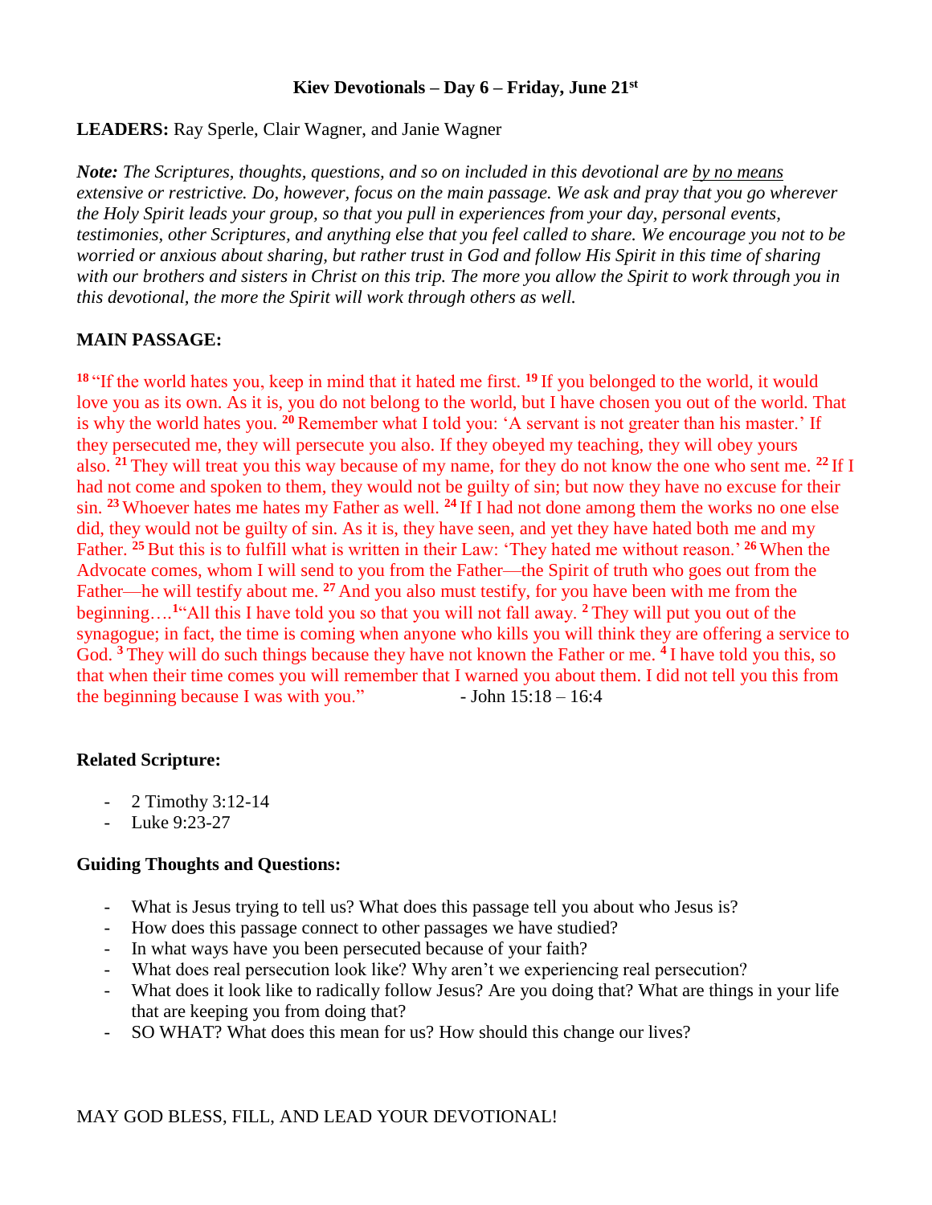**Kiev Devotionals – Day 6 – Friday, June 21st**

**LEADERS:** Ray Sperle, Clair Wagner, and Janie Wagner

***Note:*** *The Scriptures, thoughts, questions, and so on included in this devotional are by no means extensive or restrictive. Do, however, focus on the main passage. We ask and pray that you go wherever the Holy Spirit leads your group, so that you pull in experiences from your day, personal events, testimonies, other Scriptures, and anything else that you feel called to share. We encourage you not to be worried or anxious about sharing, but rather trust in God and follow His Spirit in this time of sharing with our brothers and sisters in Christ on this trip. The more you allow the Spirit to work through you in this devotional, the more the Spirit will work through others as well.*

**MAIN PASSAGE:**

**18** "If the world hates you, keep in mind that it hated me first. **19** If you belonged to the world, it would love you as its own. As it is, you do not belong to the world, but I have chosen you out of the world. That is why the world hates you. **20** Remember what I told you: 'A servant is not greater than his master.' If they persecuted me, they will persecute you also. If they obeyed my teaching, they will obey yours also. **21** They will treat you this way because of my name, for they do not know the one who sent me. **22** If I had not come and spoken to them, they would not be guilty of sin; but now they have no excuse for their sin. **23** Whoever hates me hates my Father as well. **24** If I had not done among them the works no one else did, they would not be guilty of sin. As it is, they have seen, and yet they have hated both me and my Father. **25** But this is to fulfill what is written in their Law: 'They hated me without reason.' **26** When the Advocate comes, whom I will send to you from the Father—the Spirit of truth who goes out from the Father—he will testify about me. **27** And you also must testify, for you have been with me from the beginning….**1**"All this I have told you so that you will not fall away. **2** They will put you out of the synagogue; in fact, the time is coming when anyone who kills you will think they are offering a service to God. **3** They will do such things because they have not known the Father or me. **4** I have told you this, so that when their time comes you will remember that I warned you about them. I did not tell you this from the beginning because I was with you." - John 15:18 – 16:4

**Related Scripture:**

- 2 Timothy 3:12-14
- Luke 9:23-27

**Guiding Thoughts and Questions:**

- What is Jesus trying to tell us? What does this passage tell you about who Jesus is?
- How does this passage connect to other passages we have studied?
- In what ways have you been persecuted because of your faith?
- What does real persecution look like? Why aren't we experiencing real persecution?
- What does it look like to radically follow Jesus? Are you doing that? What are things in your life that are keeping you from doing that?
- SO WHAT? What does this mean for us? How should this change our lives?

MAY GOD BLESS, FILL, AND LEAD YOUR DEVOTIONAL!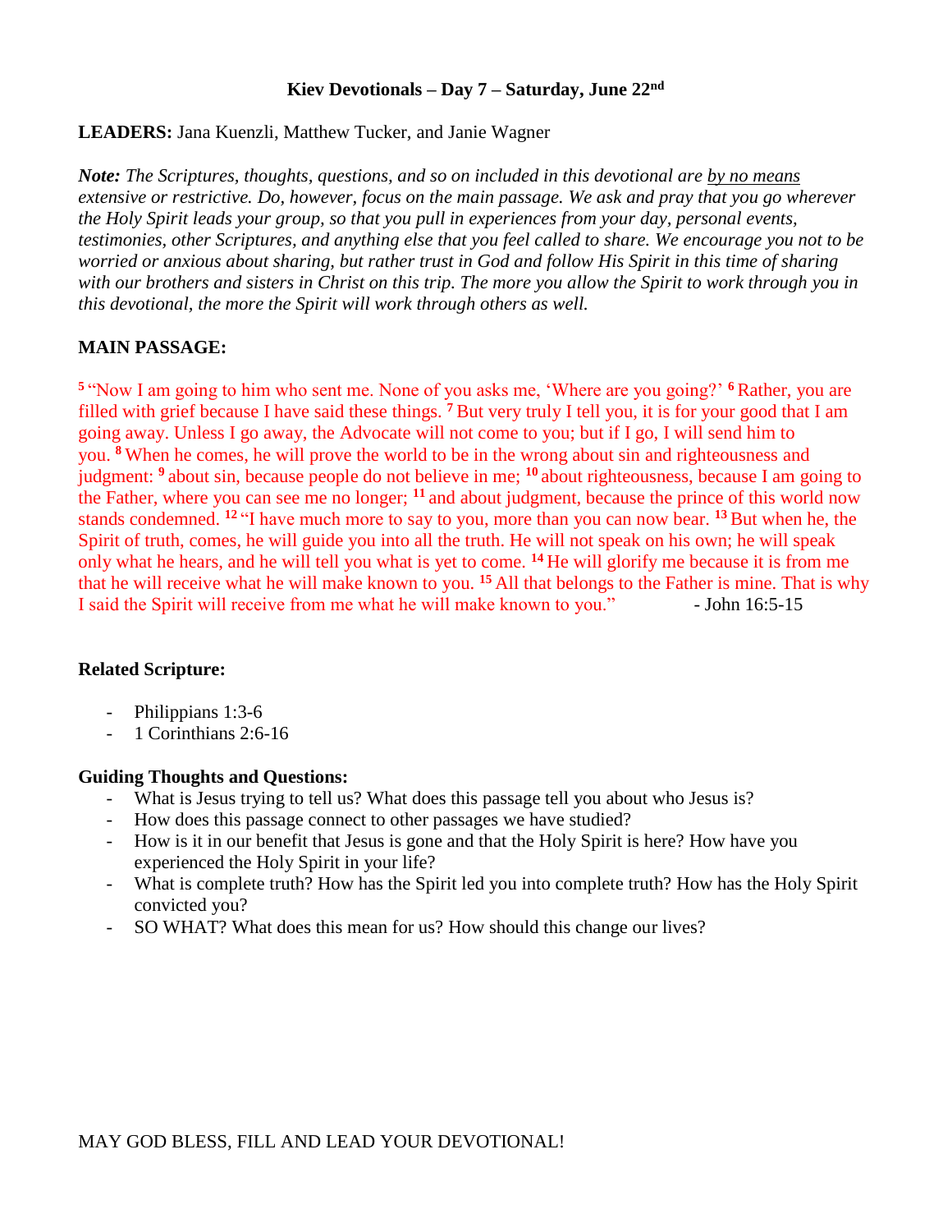**Kiev Devotionals – Day 7 – Saturday, June 22nd**

**LEADERS:** Jana Kuenzli, Matthew Tucker, and Janie Wagner

***Note:*** *The Scriptures, thoughts, questions, and so on included in this devotional are by no means extensive or restrictive. Do, however, focus on the main passage. We ask and pray that you go wherever the Holy Spirit leads your group, so that you pull in experiences from your day, personal events, testimonies, other Scriptures, and anything else that you feel called to share. We encourage you not to be worried or anxious about sharing, but rather trust in God and follow His Spirit in this time of sharing with our brothers and sisters in Christ on this trip. The more you allow the Spirit to work through you in this devotional, the more the Spirit will work through others as well.*

**MAIN PASSAGE:**

**5** "Now I am going to him who sent me. None of you asks me, 'Where are you going?' **6** Rather, you are filled with grief because I have said these things. **7** But very truly I tell you, it is for your good that I am going away. Unless I go away, the Advocate will not come to you; but if I go, I will send him to you. **8** When he comes, he will prove the world to be in the wrong about sin and righteousness and judgment: **9** about sin, because people do not believe in me; **10** about righteousness, because I am going to the Father, where you can see me no longer; **11** and about judgment, because the prince of this world now stands condemned. **12** "I have much more to say to you, more than you can now bear. **13** But when he, the Spirit of truth, comes, he will guide you into all the truth. He will not speak on his own; he will speak only what he hears, and he will tell you what is yet to come. **14** He will glorify me because it is from me that he will receive what he will make known to you. **15** All that belongs to the Father is mine. That is why I said the Spirit will receive from me what he will make known to you." - John 16:5-15

**Related Scripture:**

- Philippians 1:3-6
- 1 Corinthians 2:6-16

**Guiding Thoughts and Questions:**

- What is Jesus trying to tell us? What does this passage tell you about who Jesus is?
- How does this passage connect to other passages we have studied?
- How is it in our benefit that Jesus is gone and that the Holy Spirit is here? How have you experienced the Holy Spirit in your life?
- What is complete truth? How has the Spirit led you into complete truth? How has the Holy Spirit convicted you?
- SO WHAT? What does this mean for us? How should this change our lives?

MAY GOD BLESS, FILL AND LEAD YOUR DEVOTIONAL!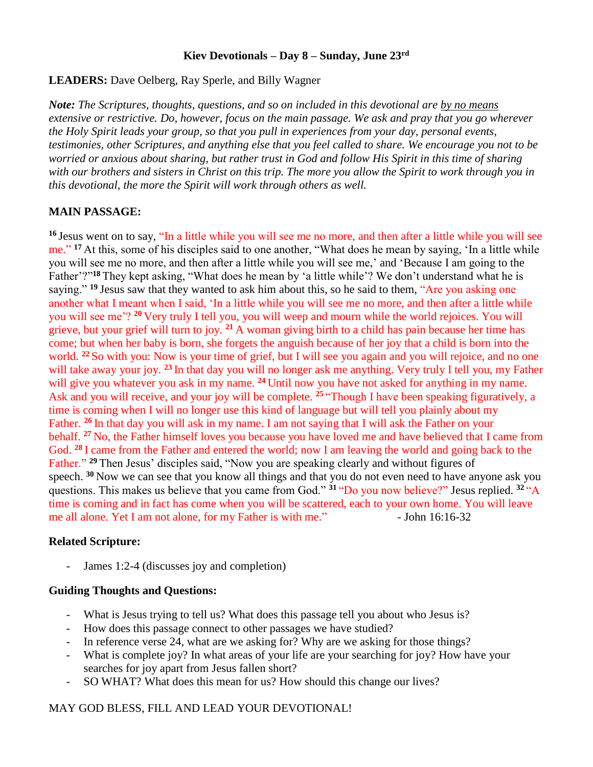**Kiev Devotionals – Day 8 – Sunday, June 23rd**

**LEADERS:** Dave Oelberg, Ray Sperle, and Billy Wagner

***Note:*** *The Scriptures, thoughts, questions, and so on included in this devotional are by no means extensive or restrictive. Do, however, focus on the main passage. We ask and pray that you go wherever the Holy Spirit leads your group, so that you pull in experiences from your day, personal events, testimonies, other Scriptures, and anything else that you feel called to share. We encourage you not to be worried or anxious about sharing, but rather trust in God and follow His Spirit in this time of sharing with our brothers and sisters in Christ on this trip. The more you allow the Spirit to work through you in this devotional, the more the Spirit will work through others as well.*

**MAIN PASSAGE:**

[16] Jesus went on to say, "In a little while you will see me no more, and then after a little while you will see me." [17] At this, some of his disciples said to one another, "What does he mean by saying, 'In a little while you will see me no more, and then after a little while you will see me,' and 'Because I am going to the Father'?"[18] They kept asking, "What does he mean by 'a little while'? We don't understand what he is saying." [19] Jesus saw that they wanted to ask him about this, so he said to them, "Are you asking one another what I meant when I said, 'In a little while you will see me no more, and then after a little while you will see me'? [20] Very truly I tell you, you will weep and mourn while the world rejoices. You will grieve, but your grief will turn to joy. [21] A woman giving birth to a child has pain because her time has come; but when her baby is born, she forgets the anguish because of her joy that a child is born into the world. [22] So with you: Now is your time of grief, but I will see you again and you will rejoice, and no one will take away your joy. [23] In that day you will no longer ask me anything. Very truly I tell you, my Father will give you whatever you ask in my name. [24] Until now you have not asked for anything in my name. Ask and you will receive, and your joy will be complete. [25] "Though I have been speaking figuratively, a time is coming when I will no longer use this kind of language but will tell you plainly about my Father. [26] In that day you will ask in my name. I am not saying that I will ask the Father on your behalf. [27] No, the Father himself loves you because you have loved me and have believed that I came from God. [28] I came from the Father and entered the world; now I am leaving the world and going back to the Father." [29] Then Jesus' disciples said, "Now you are speaking clearly and without figures of speech. [30] Now we can see that you know all things and that you do not even need to have anyone ask you questions. This makes us believe that you came from God." [31] "Do you now believe?" Jesus replied. [32] "A time is coming and in fact has come when you will be scattered, each to your own home. You will leave me all alone. Yet I am not alone, for my Father is with me." - John 16:16-32

**Related Scripture:**

- James 1:2-4 (discusses joy and completion)

**Guiding Thoughts and Questions:**

- What is Jesus trying to tell us? What does this passage tell you about who Jesus is?
- How does this passage connect to other passages we have studied?
- In reference verse 24, what are we asking for? Why are we asking for those things?
- What is complete joy? In what areas of your life are your searching for joy? How have your searches for joy apart from Jesus fallen short?
- SO WHAT? What does this mean for us? How should this change our lives?

MAY GOD BLESS, FILL AND LEAD YOUR DEVOTIONAL!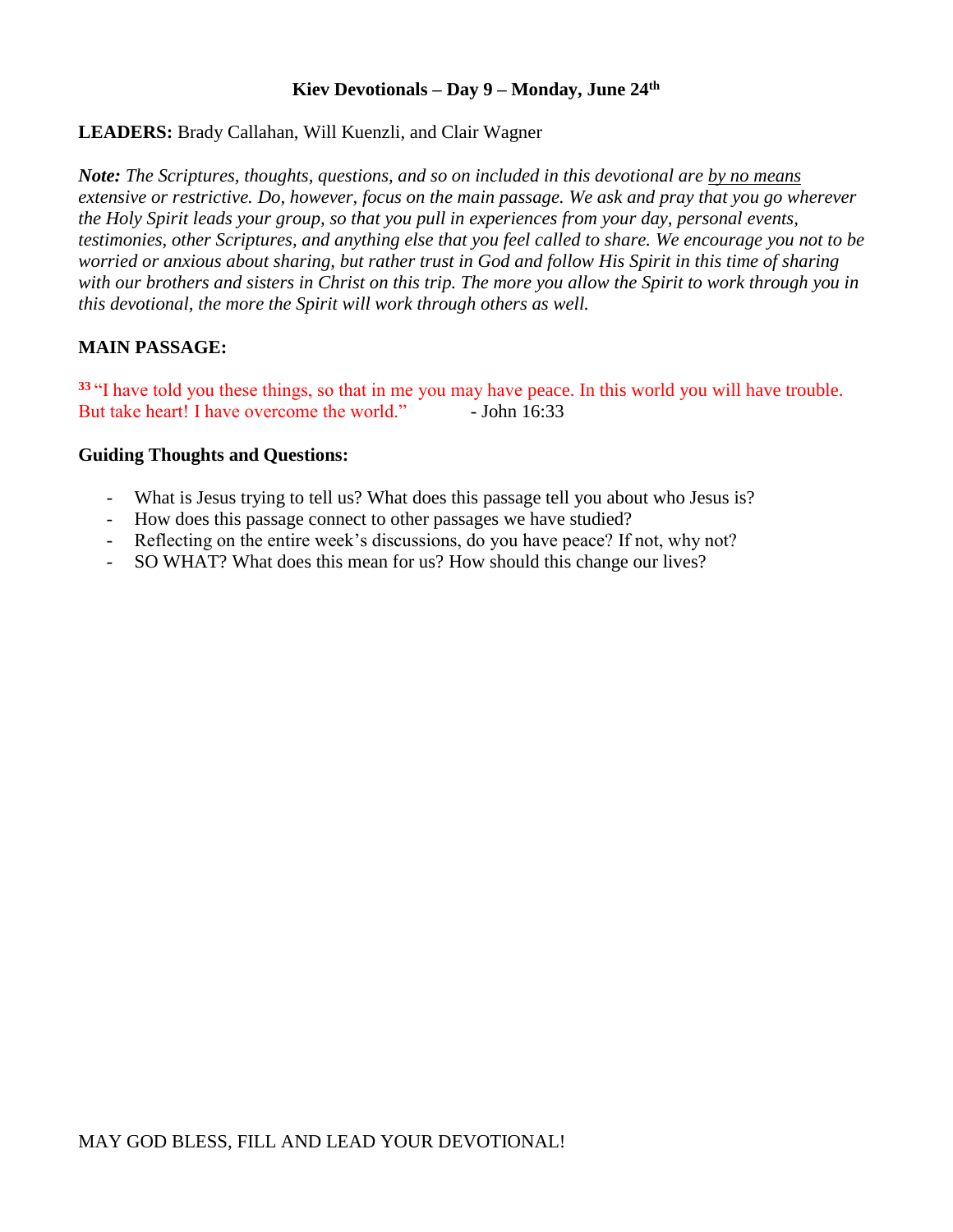**Kiev Devotionals – Day 9 – Monday, June 24th**

**LEADERS:** Brady Callahan, Will Kuenzli, and Clair Wagner

***Note:*** *The Scriptures, thoughts, questions, and so on included in this devotional are* *by no means* *extensive or restrictive. Do, however, focus on the main passage. We ask and pray that you go wherever the Holy Spirit leads your group, so that you pull in experiences from your day, personal events, testimonies, other Scriptures, and anything else that you feel called to share. We encourage you not to be worried or anxious about sharing, but rather trust in God and follow His Spirit in this time of sharing with our brothers and sisters in Christ on this trip. The more you allow the Spirit to work through you in this devotional, the more the Spirit will work through others as well.*

**MAIN PASSAGE:**

**33** "I have told you these things, so that in me you may have peace. In this world you will have trouble. But take heart! I have overcome the world." - John 16:33

**Guiding Thoughts and Questions:**

- What is Jesus trying to tell us? What does this passage tell you about who Jesus is?
- How does this passage connect to other passages we have studied?
- Reflecting on the entire week's discussions, do you have peace? If not, why not?
- SO WHAT? What does this mean for us? How should this change our lives?

MAY GOD BLESS, FILL AND LEAD YOUR DEVOTIONAL!